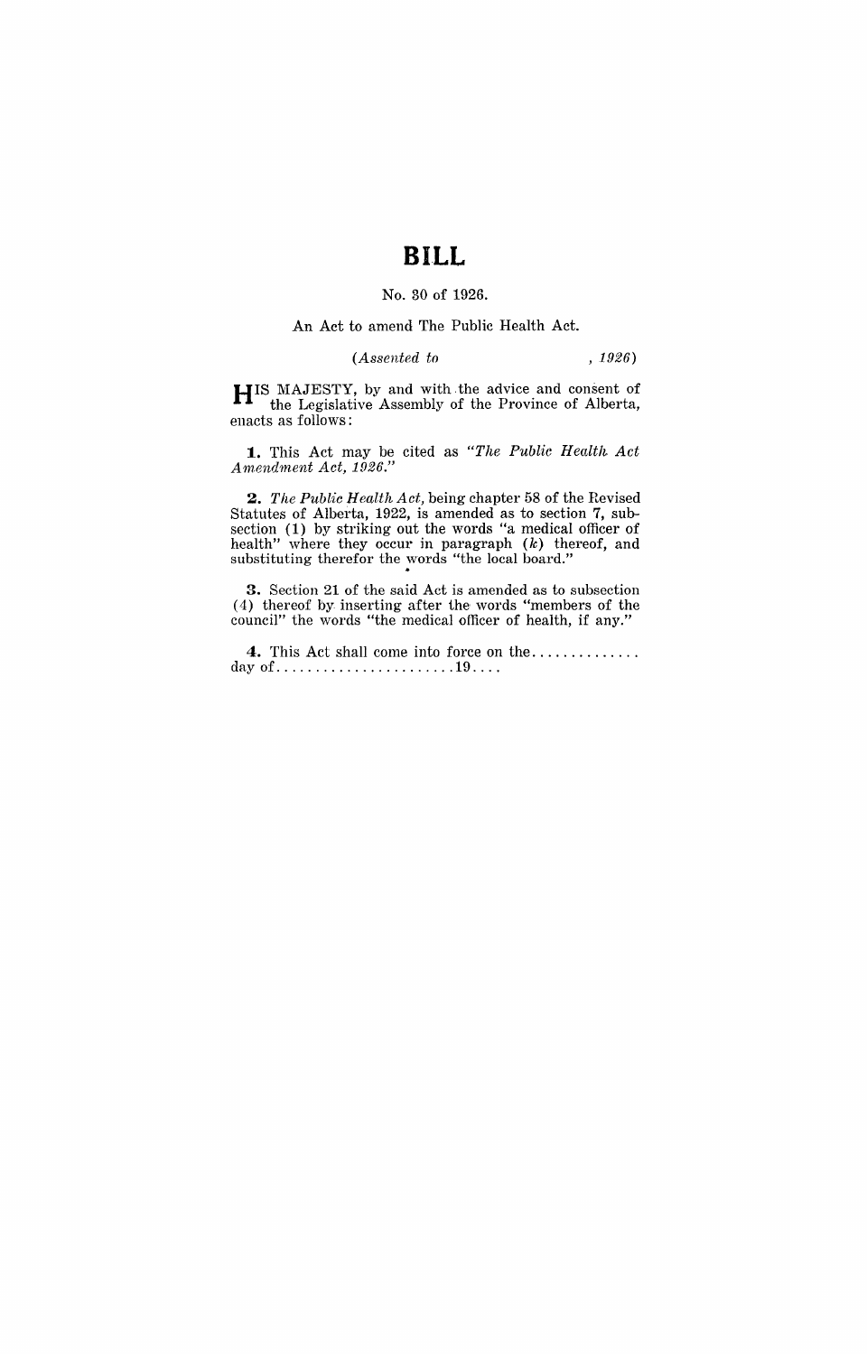# BILL

No. 30 of 1926.

An Act to amend The Public Health Act.

*(Assented to , 1926)*

HIS MAJESTY, by and with the advice and consent of the Legislative Assembly of the Province of Alberta, enacts as follows:

**1.** This Act may be cited as *"The Public Health Act Amendment Act, 1926."*

**2.** *The Public Health Act,* being chapter 58 of the Revised Statutes of Alberta, 1922, is amended as to section 7, subsection (1) by striking out the words "a medical officer of health" where they occur in paragraph (*k*) thereof, and substituting therefor the words "the local board."

**3.** Section 21 of the said Act is amended as to subsection (4) thereof by inserting after the words "members of the council" the words "the medical officer of health, if any."

**4.** This Act shall come into force on the.............. day of.......................19....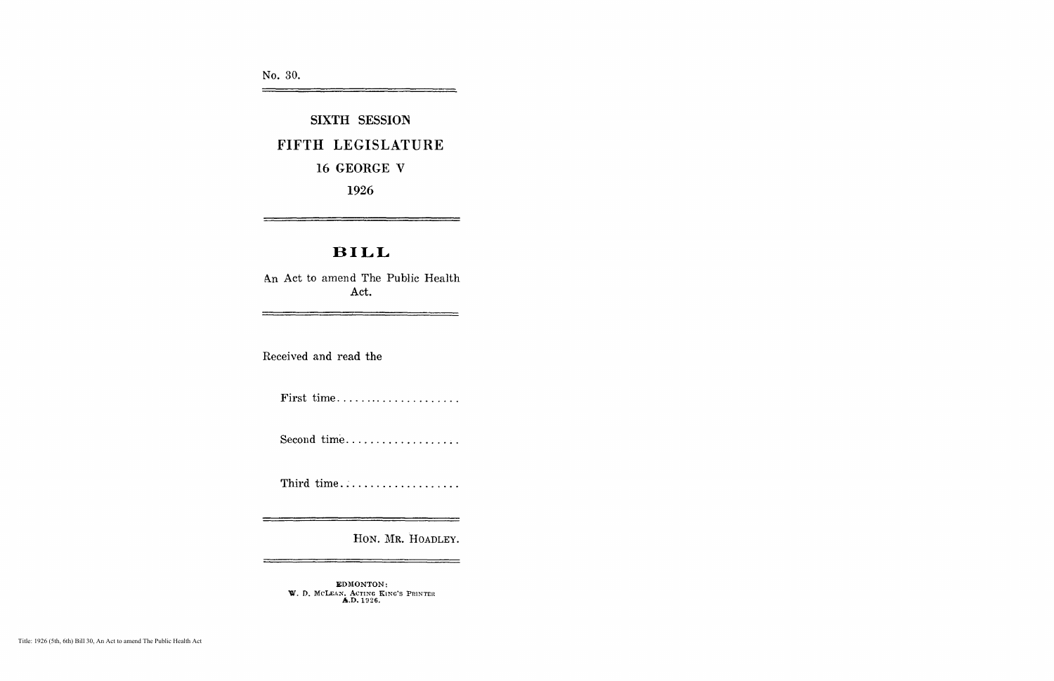No. 30.

## SIXTH SESSION

## FIFTH LEGISLATURE

## 16 GEORGE V

## 1926

# BILL

An Act to amend The Public Health Act.

Received and read the

First time....................

Second time..................

Third time...................

HON. MR. HOADLEY.

EDMONTON:
W. D. McLEAN, ACTING KING'S PRINTER
A.D. 1926.

Title: 1926 (5th, 6th) Bill 30, An Act to amend The Public Health Act